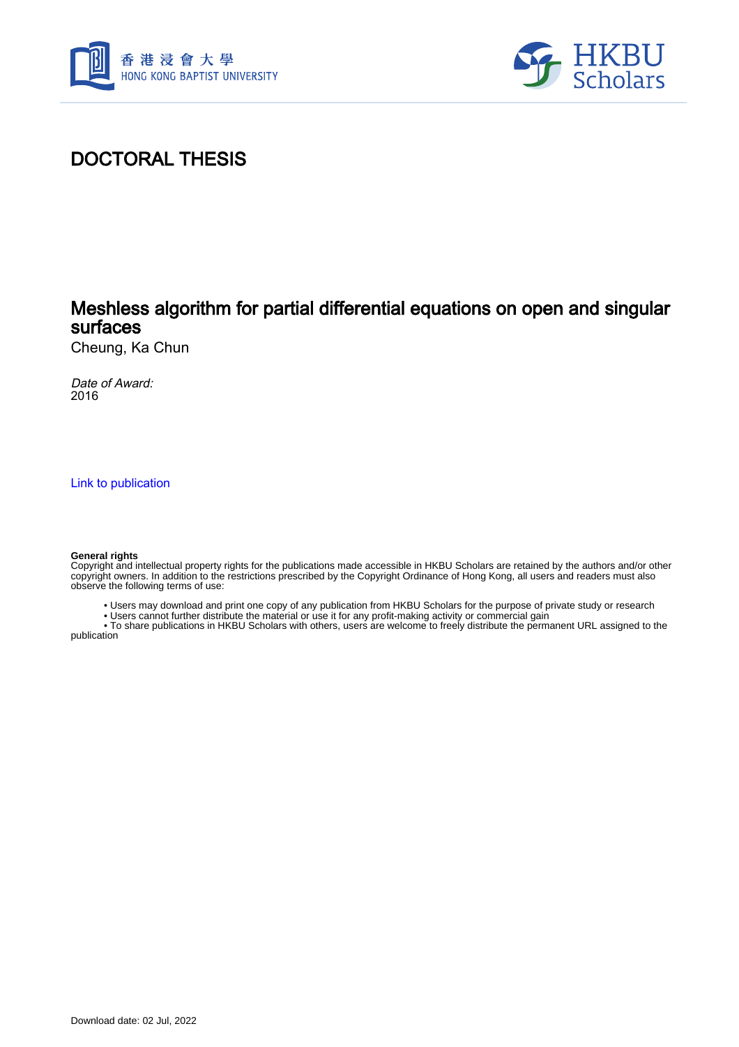# DOCTORAL THESIS

## Meshless algorithm for partial differential equations on open and singular surfaces

Cheung, Ka Chun

*Date of Award:*
2016

[Link to publication](#)

**General rights**
Copyright and intellectual property rights for the publications made accessible in HKBU Scholars are retained by the authors and/or other copyright owners. In addition to the restrictions prescribed by the Copyright Ordinance of Hong Kong, all users and readers must also observe the following terms of use:

- Users may download and print one copy of any publication from HKBU Scholars for the purpose of private study or research
- Users cannot further distribute the material or use it for any profit-making activity or commercial gain
- To share publications in HKBU Scholars with others, users are welcome to freely distribute the permanent URL assigned to the publication

Download date: 02 Jul, 2022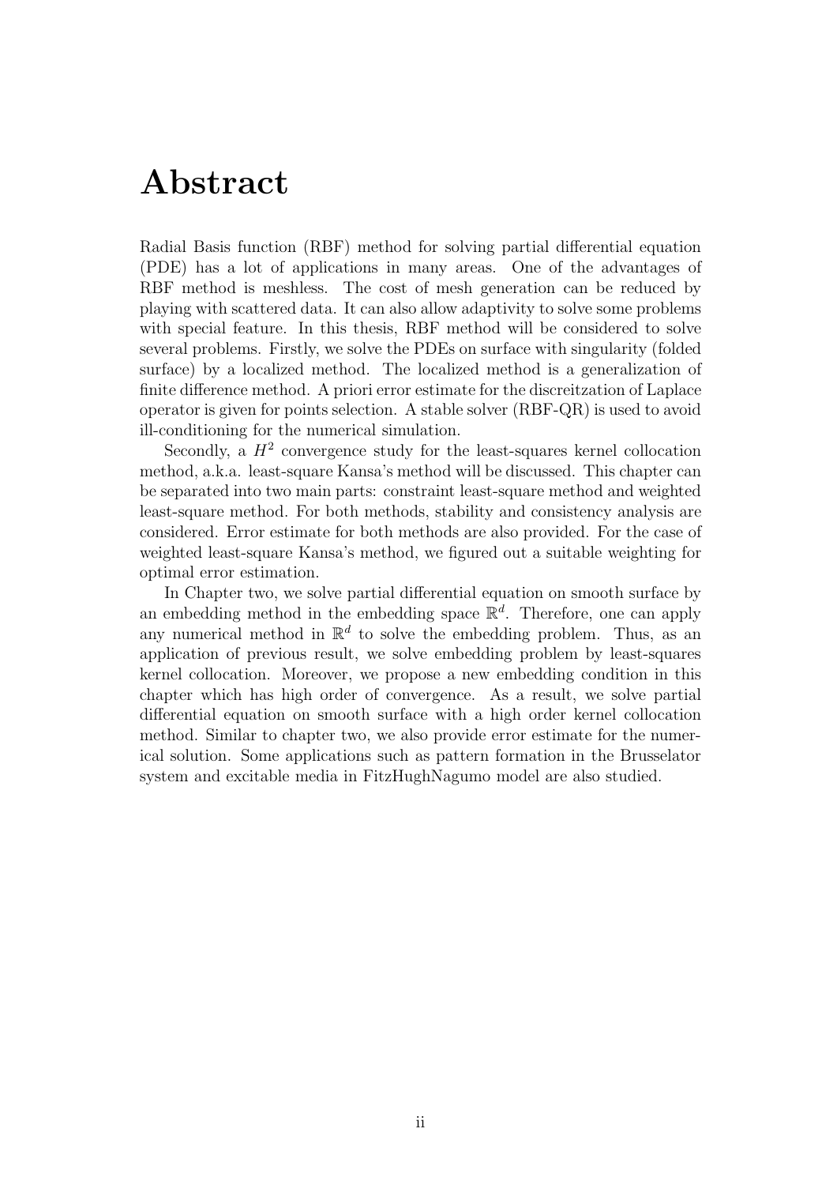# Abstract

Radial Basis function (RBF) method for solving partial differential equation (PDE) has a lot of applications in many areas. One of the advantages of RBF method is meshless. The cost of mesh generation can be reduced by playing with scattered data. It can also allow adaptivity to solve some problems with special feature. In this thesis, RBF method will be considered to solve several problems. Firstly, we solve the PDEs on surface with singularity (folded surface) by a localized method. The localized method is a generalization of finite difference method. A priori error estimate for the discreitzation of Laplace operator is given for points selection. A stable solver (RBF-QR) is used to avoid ill-conditioning for the numerical simulation.

Secondly, a $H^2$ convergence study for the least-squares kernel collocation method, a.k.a. least-square Kansa's method will be discussed. This chapter can be separated into two main parts: constraint least-square method and weighted least-square method. For both methods, stability and consistency analysis are considered. Error estimate for both methods are also provided. For the case of weighted least-square Kansa's method, we figured out a suitable weighting for optimal error estimation.

In Chapter two, we solve partial differential equation on smooth surface by an embedding method in the embedding space $\mathbb{R}^d$. Therefore, one can apply any numerical method in $\mathbb{R}^d$ to solve the embedding problem. Thus, as an application of previous result, we solve embedding problem by least-squares kernel collocation. Moreover, we propose a new embedding condition in this chapter which has high order of convergence. As a result, we solve partial differential equation on smooth surface with a high order kernel collocation method. Similar to chapter two, we also provide error estimate for the numerical solution. Some applications such as pattern formation in the Brusselator system and excitable media in FitzHughNagumo model are also studied.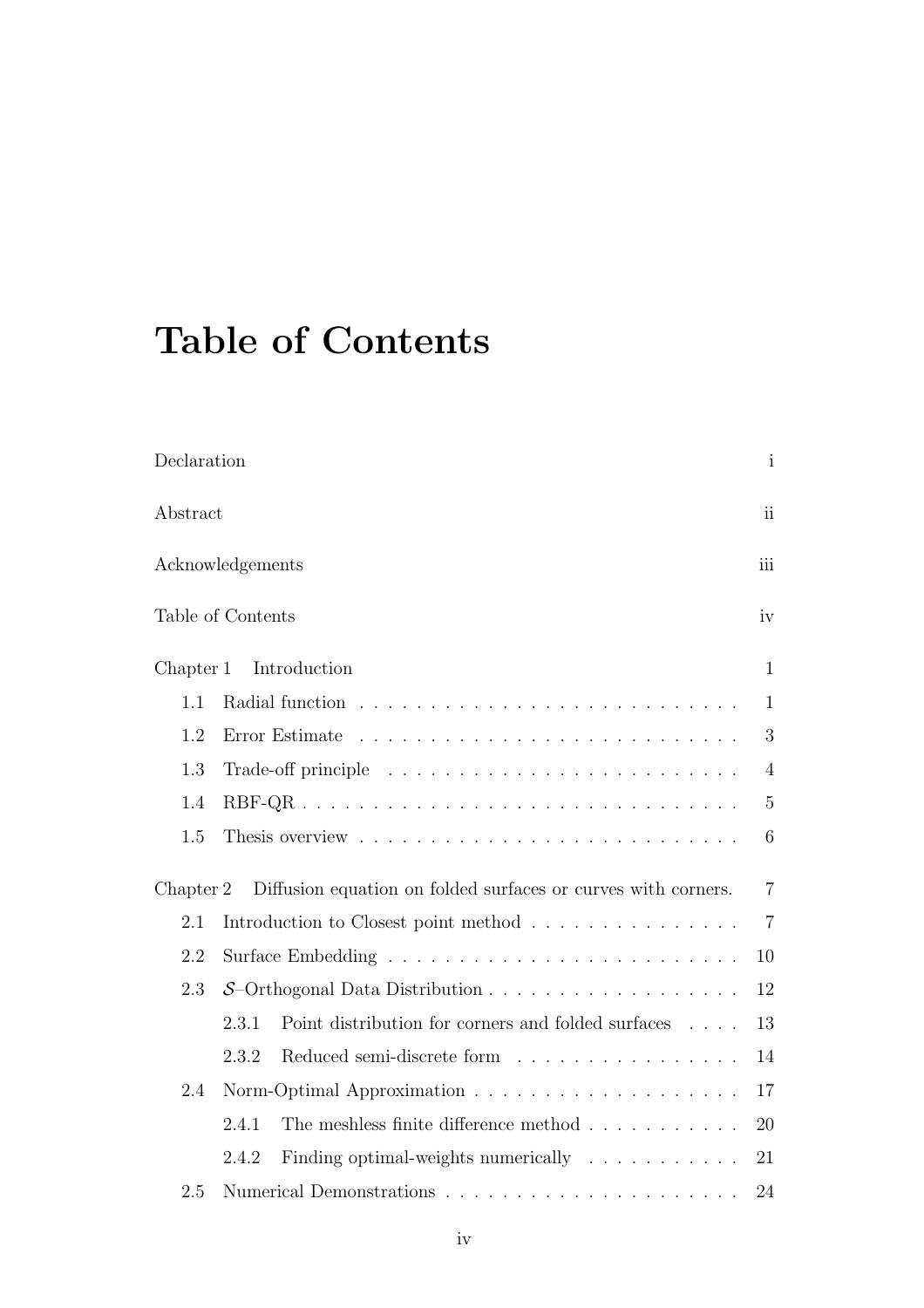# Table of Contents

Declaration i

Abstract ii

Acknowledgements iii

Table of Contents iv

Chapter 1 Introduction 1

- 1.1 Radial function . . . . . . . . . . . . . . . . . . . . . . . . . . . 1
- 1.2 Error Estimate . . . . . . . . . . . . . . . . . . . . . . . . . . . 3
- 1.3 Trade-off principle . . . . . . . . . . . . . . . . . . . . . . . . . 4
- 1.4 RBF-QR . . . . . . . . . . . . . . . . . . . . . . . . . . . . . . . 5
- 1.5 Thesis overview . . . . . . . . . . . . . . . . . . . . . . . . . . . 6

Chapter 2 Diffusion equation on folded surfaces or curves with corners. 7

- 2.1 Introduction to Closest point method . . . . . . . . . . . . . . . 7
- 2.2 Surface Embedding . . . . . . . . . . . . . . . . . . . . . . . . . 10
- 2.3 $\mathcal{S}$–Orthogonal Data Distribution . . . . . . . . . . . . . . . . . . 12
  - 2.3.1 Point distribution for corners and folded surfaces . . . . 13
  - 2.3.2 Reduced semi-discrete form . . . . . . . . . . . . . . . . 14
- 2.4 Norm-Optimal Approximation . . . . . . . . . . . . . . . . . . . 17
  - 2.4.1 The meshless finite difference method . . . . . . . . . . . 20
  - 2.4.2 Finding optimal-weights numerically . . . . . . . . . . . 21
- 2.5 Numerical Demonstrations . . . . . . . . . . . . . . . . . . . . . 24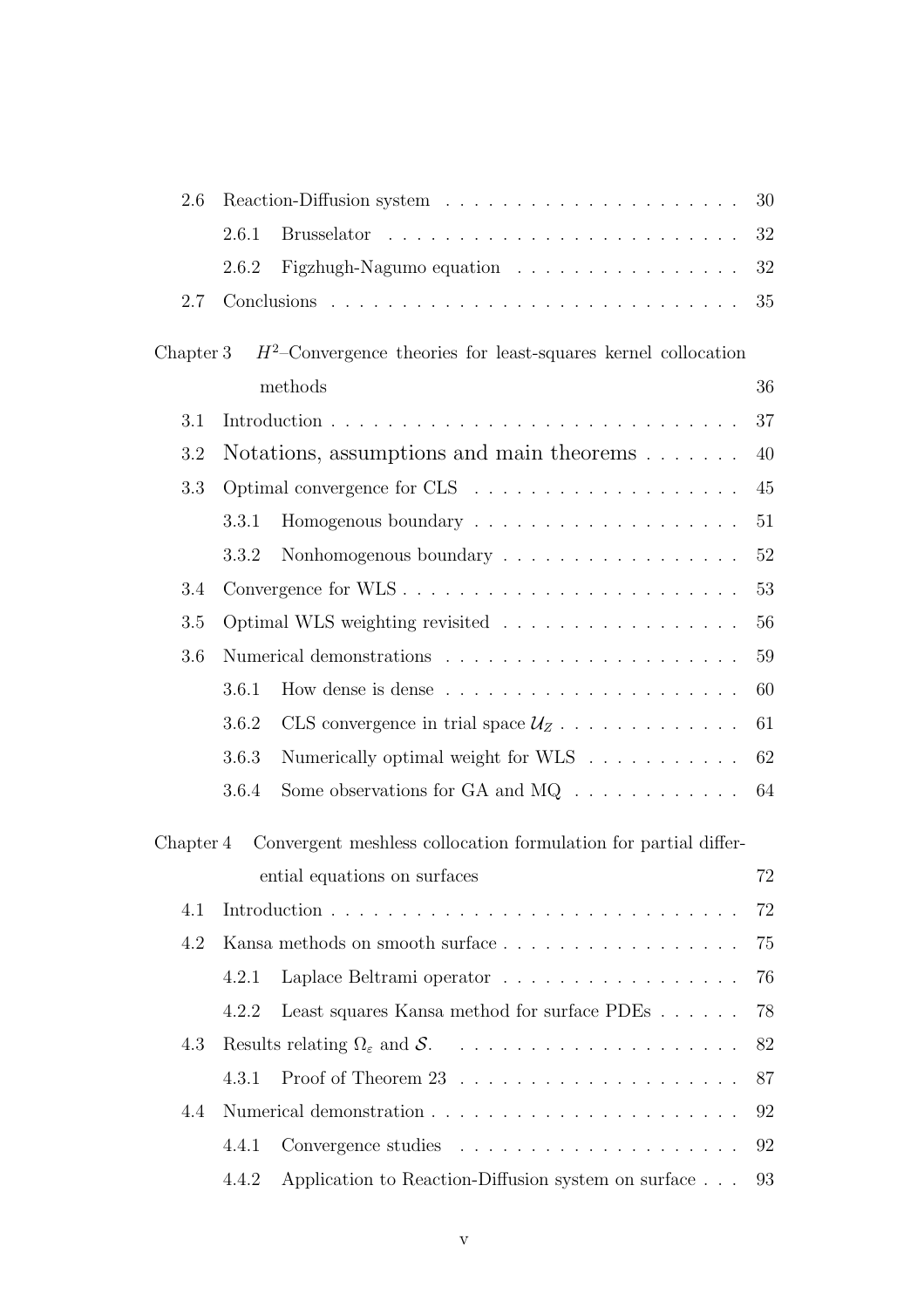| | | |
|---|---|---|
| 2.6 | Reaction-Diffusion system | 30 |
| | 2.6.1 Brusselator | 32 |
| | 2.6.2 Figzhugh-Nagumo equation | 32 |
| 2.7 | Conclusions | 35 |
| Chapter 3 | $H^2$–Convergence theories for least-squares kernel collocation methods | 36 |
| 3.1 | Introduction | 37 |
| 3.2 | Notations, assumptions and main theorems | 40 |
| 3.3 | Optimal convergence for CLS | 45 |
| | 3.3.1 Homogenous boundary | 51 |
| | 3.3.2 Nonhomogenous boundary | 52 |
| 3.4 | Convergence for WLS | 53 |
| 3.5 | Optimal WLS weighting revisited | 56 |
| 3.6 | Numerical demonstrations | 59 |
| | 3.6.1 How dense is dense | 60 |
| | 3.6.2 CLS convergence in trial space $\mathcal{U}_Z$ | 61 |
| | 3.6.3 Numerically optimal weight for WLS | 62 |
| | 3.6.4 Some observations for GA and MQ | 64 |
| Chapter 4 | Convergent meshless collocation formulation for partial differential equations on surfaces | 72 |
| 4.1 | Introduction | 72 |
| 4.2 | Kansa methods on smooth surface | 75 |
| | 4.2.1 Laplace Beltrami operator | 76 |
| | 4.2.2 Least squares Kansa method for surface PDEs | 78 |
| 4.3 | Results relating $\Omega_\varepsilon$ and $\mathcal{S}$. | 82 |
| | 4.3.1 Proof of Theorem 23 | 87 |
| 4.4 | Numerical demonstration | 92 |
| | 4.4.1 Convergence studies | 92 |
| | 4.4.2 Application to Reaction-Diffusion system on surface | 93 |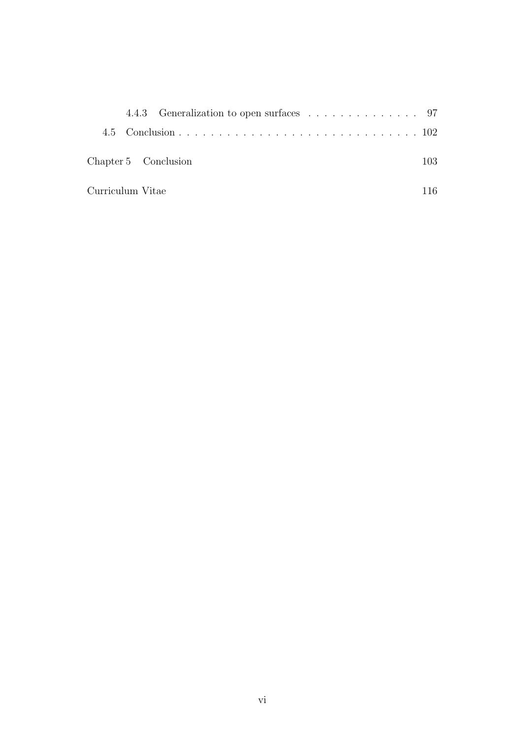- 4.4.3 Generalization to open surfaces . . . . . . . . . . . . . . 97
- 4.5 Conclusion . . . . . . . . . . . . . . . . . . . . . . . . . . . . . . 102

Chapter 5 Conclusion 103

Curriculum Vitae 116